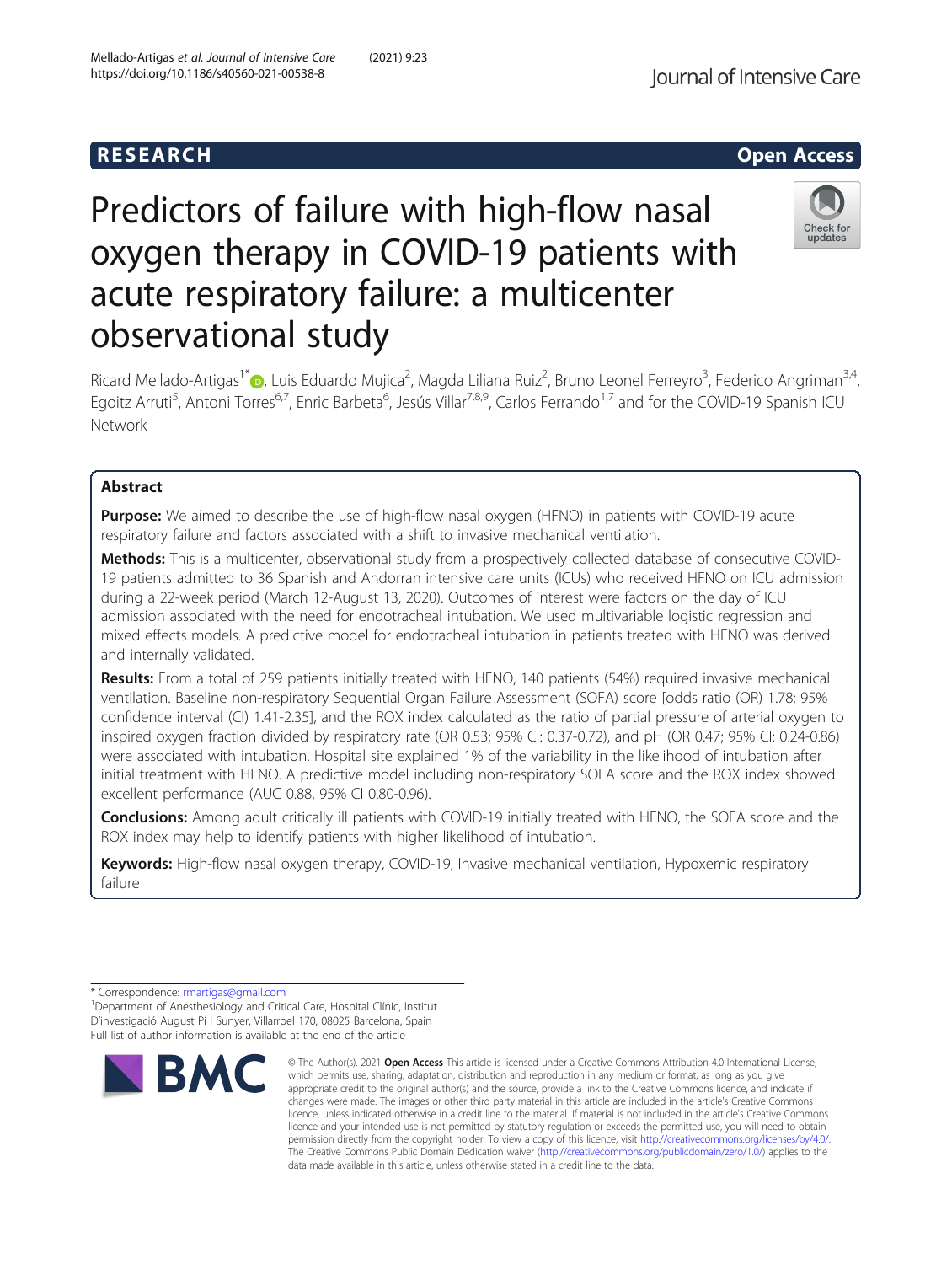RESEARCH

Open Access

# Predictors of failure with high-flow nasal oxygen therapy in COVID-19 patients with acute respiratory failure: a multicenter observational study

Ricard Mellado-Artigas[1*], Luis Eduardo Mujica[2], Magda Liliana Ruiz[2], Bruno Leonel Ferreyro[3], Federico Angriman[3,4], Egoitz Arruti[5], Antoni Torres[6,7], Enric Barbeta[6], Jesús Villar[7,8,9], Carlos Ferrando[1,7] and for the COVID-19 Spanish ICU Network

## Abstract

**Purpose:** We aimed to describe the use of high-flow nasal oxygen (HFNO) in patients with COVID-19 acute respiratory failure and factors associated with a shift to invasive mechanical ventilation.

**Methods:** This is a multicenter, observational study from a prospectively collected database of consecutive COVID-19 patients admitted to 36 Spanish and Andorran intensive care units (ICUs) who received HFNO on ICU admission during a 22-week period (March 12-August 13, 2020). Outcomes of interest were factors on the day of ICU admission associated with the need for endotracheal intubation. We used multivariable logistic regression and mixed effects models. A predictive model for endotracheal intubation in patients treated with HFNO was derived and internally validated.

**Results:** From a total of 259 patients initially treated with HFNO, 140 patients (54%) required invasive mechanical ventilation. Baseline non-respiratory Sequential Organ Failure Assessment (SOFA) score [odds ratio (OR) 1.78; 95% confidence interval (CI) 1.41-2.35], and the ROX index calculated as the ratio of partial pressure of arterial oxygen to inspired oxygen fraction divided by respiratory rate (OR 0.53; 95% CI: 0.37-0.72), and pH (OR 0.47; 95% CI: 0.24-0.86) were associated with intubation. Hospital site explained 1% of the variability in the likelihood of intubation after initial treatment with HFNO. A predictive model including non-respiratory SOFA score and the ROX index showed excellent performance (AUC 0.88, 95% CI 0.80-0.96).

**Conclusions:** Among adult critically ill patients with COVID-19 initially treated with HFNO, the SOFA score and the ROX index may help to identify patients with higher likelihood of intubation.

**Keywords:** High-flow nasal oxygen therapy, COVID-19, Invasive mechanical ventilation, Hypoxemic respiratory failure

---

* Correspondence: rmartigas@gmail.com
[1]Department of Anesthesiology and Critical Care, Hospital Clínic, Institut D'investigació August Pi i Sunyer, Villarroel 170, 08025 Barcelona, Spain
Full list of author information is available at the end of the article

© The Author(s). 2021 **Open Access** This article is licensed under a Creative Commons Attribution 4.0 International License, which permits use, sharing, adaptation, distribution and reproduction in any medium or format, as long as you give appropriate credit to the original author(s) and the source, provide a link to the Creative Commons licence, and indicate if changes were made. The images or other third party material in this article are included in the article's Creative Commons licence, unless indicated otherwise in a credit line to the material. If material is not included in the article's Creative Commons licence and your intended use is not permitted by statutory regulation or exceeds the permitted use, you will need to obtain permission directly from the copyright holder. To view a copy of this licence, visit http://creativecommons.org/licenses/by/4.0/. The Creative Commons Public Domain Dedication waiver (http://creativecommons.org/publicdomain/zero/1.0/) applies to the data made available in this article, unless otherwise stated in a credit line to the data.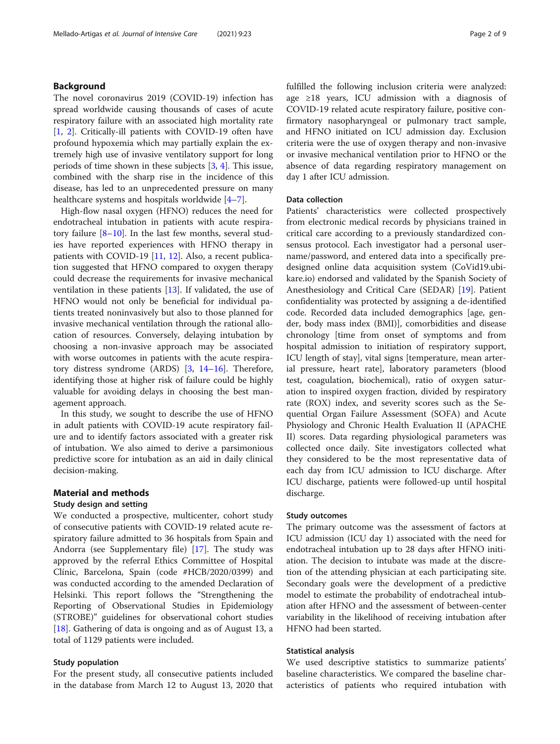## Background

The novel coronavirus 2019 (COVID-19) infection has spread worldwide causing thousands of cases of acute respiratory failure with an associated high mortality rate [1, 2]. Critically-ill patients with COVID-19 often have profound hypoxemia which may partially explain the extremely high use of invasive ventilatory support for long periods of time shown in these subjects [3, 4]. This issue, combined with the sharp rise in the incidence of this disease, has led to an unprecedented pressure on many healthcare systems and hospitals worldwide [4–7].

High-flow nasal oxygen (HFNO) reduces the need for endotracheal intubation in patients with acute respiratory failure [8–10]. In the last few months, several studies have reported experiences with HFNO therapy in patients with COVID-19 [11, 12]. Also, a recent publication suggested that HFNO compared to oxygen therapy could decrease the requirements for invasive mechanical ventilation in these patients [13]. If validated, the use of HFNO would not only be beneficial for individual patients treated noninvasively but also to those planned for invasive mechanical ventilation through the rational allocation of resources. Conversely, delaying intubation by choosing a non-invasive approach may be associated with worse outcomes in patients with the acute respiratory distress syndrome (ARDS) [3, 14–16]. Therefore, identifying those at higher risk of failure could be highly valuable for avoiding delays in choosing the best management approach.

In this study, we sought to describe the use of HFNO in adult patients with COVID-19 acute respiratory failure and to identify factors associated with a greater risk of intubation. We also aimed to derive a parsimonious predictive score for intubation as an aid in daily clinical decision-making.

## Material and methods

### Study design and setting

We conducted a prospective, multicenter, cohort study of consecutive patients with COVID-19 related acute respiratory failure admitted to 36 hospitals from Spain and Andorra (see Supplementary file) [17]. The study was approved by the referral Ethics Committee of Hospital Clínic, Barcelona, Spain (code #HCB/2020/0399) and was conducted according to the amended Declaration of Helsinki. This report follows the "Strengthening the Reporting of Observational Studies in Epidemiology (STROBE)" guidelines for observational cohort studies [18]. Gathering of data is ongoing and as of August 13, a total of 1129 patients were included.

### Study population

For the present study, all consecutive patients included in the database from March 12 to August 13, 2020 that fulfilled the following inclusion criteria were analyzed: age ≥18 years, ICU admission with a diagnosis of COVID-19 related acute respiratory failure, positive confirmatory nasopharyngeal or pulmonary tract sample, and HFNO initiated on ICU admission day. Exclusion criteria were the use of oxygen therapy and non-invasive or invasive mechanical ventilation prior to HFNO or the absence of data regarding respiratory management on day 1 after ICU admission.

### Data collection

Patients' characteristics were collected prospectively from electronic medical records by physicians trained in critical care according to a previously standardized consensus protocol. Each investigator had a personal username/password, and entered data into a specifically pre-designed online data acquisition system (CoVid19.ubikare.io) endorsed and validated by the Spanish Society of Anesthesiology and Critical Care (SEDAR) [19]. Patient confidentiality was protected by assigning a de-identified code. Recorded data included demographics [age, gender, body mass index (BMI)], comorbidities and disease chronology [time from onset of symptoms and from hospital admission to initiation of respiratory support, ICU length of stay], vital signs [temperature, mean arterial pressure, heart rate], laboratory parameters (blood test, coagulation, biochemical), ratio of oxygen saturation to inspired oxygen fraction, divided by respiratory rate (ROX) index, and severity scores such as the Sequential Organ Failure Assessment (SOFA) and Acute Physiology and Chronic Health Evaluation II (APACHE II) scores. Data regarding physiological parameters was collected once daily. Site investigators collected what they considered to be the most representative data of each day from ICU admission to ICU discharge. After ICU discharge, patients were followed-up until hospital discharge.

### Study outcomes

The primary outcome was the assessment of factors at ICU admission (ICU day 1) associated with the need for endotracheal intubation up to 28 days after HFNO initiation. The decision to intubate was made at the discretion of the attending physician at each participating site. Secondary goals were the development of a predictive model to estimate the probability of endotracheal intubation after HFNO and the assessment of between-center variability in the likelihood of receiving intubation after HFNO had been started.

### Statistical analysis

We used descriptive statistics to summarize patients' baseline characteristics. We compared the baseline characteristics of patients who required intubation with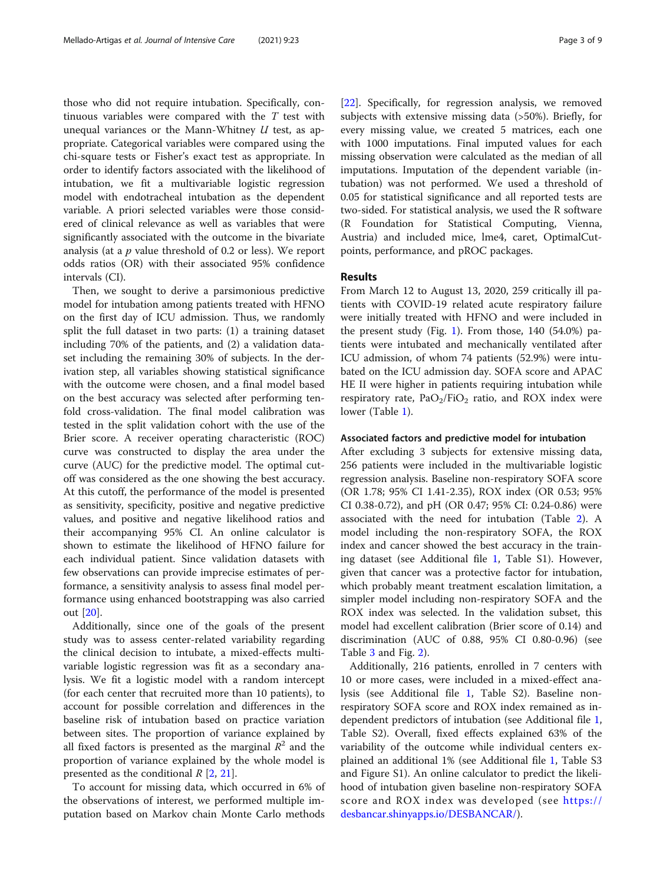those who did not require intubation. Specifically, continuous variables were compared with the *T* test with unequal variances or the Mann-Whitney *U* test, as appropriate. Categorical variables were compared using the chi-square tests or Fisher's exact test as appropriate. In order to identify factors associated with the likelihood of intubation, we fit a multivariable logistic regression model with endotracheal intubation as the dependent variable. A priori selected variables were those considered of clinical relevance as well as variables that were significantly associated with the outcome in the bivariate analysis (at a *p* value threshold of 0.2 or less). We report odds ratios (OR) with their associated 95% confidence intervals (CI).

Then, we sought to derive a parsimonious predictive model for intubation among patients treated with HFNO on the first day of ICU admission. Thus, we randomly split the full dataset in two parts: (1) a training dataset including 70% of the patients, and (2) a validation dataset including the remaining 30% of subjects. In the derivation step, all variables showing statistical significance with the outcome were chosen, and a final model based on the best accuracy was selected after performing tenfold cross-validation. The final model calibration was tested in the split validation cohort with the use of the Brier score. A receiver operating characteristic (ROC) curve was constructed to display the area under the curve (AUC) for the predictive model. The optimal cutoff was considered as the one showing the best accuracy. At this cutoff, the performance of the model is presented as sensitivity, specificity, positive and negative predictive values, and positive and negative likelihood ratios and their accompanying 95% CI. An online calculator is shown to estimate the likelihood of HFNO failure for each individual patient. Since validation datasets with few observations can provide imprecise estimates of performance, a sensitivity analysis to assess final model performance using enhanced bootstrapping was also carried out [20].

Additionally, since one of the goals of the present study was to assess center-related variability regarding the clinical decision to intubate, a mixed-effects multivariable logistic regression was fit as a secondary analysis. We fit a logistic model with a random intercept (for each center that recruited more than 10 patients), to account for possible correlation and differences in the baseline risk of intubation based on practice variation between sites. The proportion of variance explained by all fixed factors is presented as the marginal $R^2$ and the proportion of variance explained by the whole model is presented as the conditional $R$ [2, 21].

To account for missing data, which occurred in 6% of the observations of interest, we performed multiple imputation based on Markov chain Monte Carlo methods [22]. Specifically, for regression analysis, we removed subjects with extensive missing data (>50%). Briefly, for every missing value, we created 5 matrices, each one with 1000 imputations. Final imputed values for each missing observation were calculated as the median of all imputations. Imputation of the dependent variable (intubation) was not performed. We used a threshold of 0.05 for statistical significance and all reported tests are two-sided. For statistical analysis, we used the R software (R Foundation for Statistical Computing, Vienna, Austria) and included mice, lme4, caret, OptimalCutpoints, performance, and pROC packages.

## Results

From March 12 to August 13, 2020, 259 critically ill patients with COVID-19 related acute respiratory failure were initially treated with HFNO and were included in the present study (Fig. 1). From those, 140 (54.0%) patients were intubated and mechanically ventilated after ICU admission, of whom 74 patients (52.9%) were intubated on the ICU admission day. SOFA score and APACHE II were higher in patients requiring intubation while respiratory rate, $PaO_2/FiO_2$ ratio, and ROX index were lower (Table 1).

### Associated factors and predictive model for intubation

After excluding 3 subjects for extensive missing data, 256 patients were included in the multivariable logistic regression analysis. Baseline non-respiratory SOFA score (OR 1.78; 95% CI 1.41-2.35), ROX index (OR 0.53; 95% CI 0.38-0.72), and pH (OR 0.47; 95% CI: 0.24-0.86) were associated with the need for intubation (Table 2). A model including the non-respiratory SOFA, the ROX index and cancer showed the best accuracy in the training dataset (see Additional file 1, Table S1). However, given that cancer was a protective factor for intubation, which probably meant treatment escalation limitation, a simpler model including non-respiratory SOFA and the ROX index was selected. In the validation subset, this model had excellent calibration (Brier score of 0.14) and discrimination (AUC of 0.88, 95% CI 0.80-0.96) (see Table 3 and Fig. 2).

Additionally, 216 patients, enrolled in 7 centers with 10 or more cases, were included in a mixed-effect analysis (see Additional file 1, Table S2). Baseline non-respiratory SOFA score and ROX index remained as independent predictors of intubation (see Additional file 1, Table S2). Overall, fixed effects explained 63% of the variability of the outcome while individual centers explained an additional 1% (see Additional file 1, Table S3 and Figure S1). An online calculator to predict the likelihood of intubation given baseline non-respiratory SOFA score and ROX index was developed (see https://desbancar.shinyapps.io/DESBANCAR/).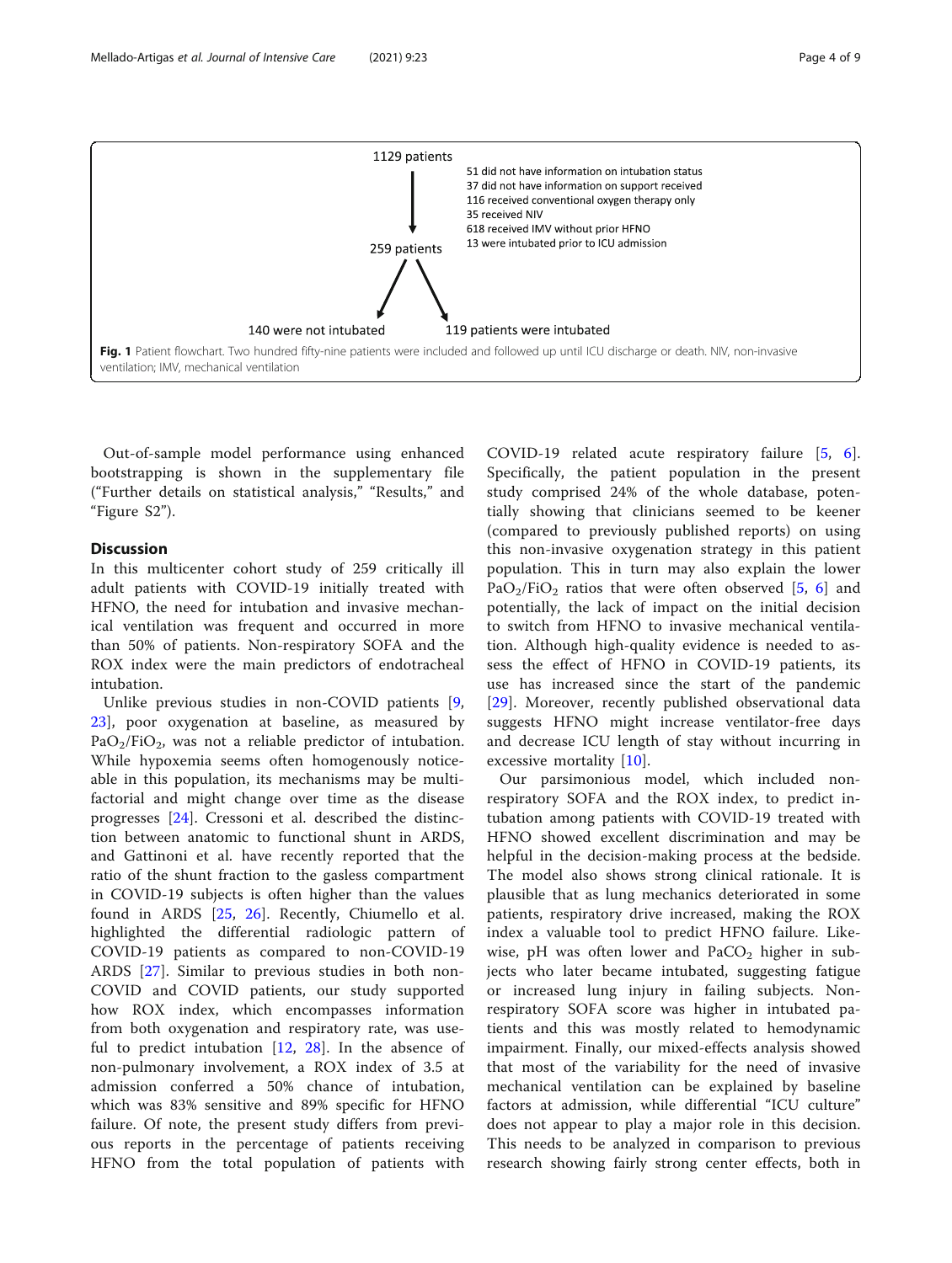1129 patients

51 did not have information on intubation status
37 did not have information on support received
116 received conventional oxygen therapy only
35 received NIV
618 received IMV without prior HFNO
13 were intubated prior to ICU admission

259 patients

140 were not intubated

119 patients were intubated

**Fig. 1** Patient flowchart. Two hundred fifty-nine patients were included and followed up until ICU discharge or death. NIV, non-invasive ventilation; IMV, mechanical ventilation

Out-of-sample model performance using enhanced bootstrapping is shown in the supplementary file ("Further details on statistical analysis," "Results," and "Figure S2").

## Discussion

In this multicenter cohort study of 259 critically ill adult patients with COVID-19 initially treated with HFNO, the need for intubation and invasive mechanical ventilation was frequent and occurred in more than 50% of patients. Non-respiratory SOFA and the ROX index were the main predictors of endotracheal intubation.

Unlike previous studies in non-COVID patients [9, 23], poor oxygenation at baseline, as measured by $PaO_2/FiO_2$, was not a reliable predictor of intubation. While hypoxemia seems often homogenously noticeable in this population, its mechanisms may be multifactorial and might change over time as the disease progresses [24]. Cressoni et al. described the distinction between anatomic to functional shunt in ARDS, and Gattinoni et al. have recently reported that the ratio of the shunt fraction to the gasless compartment in COVID-19 subjects is often higher than the values found in ARDS [25, 26]. Recently, Chiumello et al. highlighted the differential radiologic pattern of COVID-19 patients as compared to non-COVID-19 ARDS [27]. Similar to previous studies in both non-COVID and COVID patients, our study supported how ROX index, which encompasses information from both oxygenation and respiratory rate, was useful to predict intubation [12, 28]. In the absence of non-pulmonary involvement, a ROX index of 3.5 at admission conferred a 50% chance of intubation, which was 83% sensitive and 89% specific for HFNO failure. Of note, the present study differs from previous reports in the percentage of patients receiving HFNO from the total population of patients with COVID-19 related acute respiratory failure [5, 6]. Specifically, the patient population in the present study comprised 24% of the whole database, potentially showing that clinicians seemed to be keener (compared to previously published reports) on using this non-invasive oxygenation strategy in this patient population. This in turn may also explain the lower $PaO_2/FiO_2$ ratios that were often observed [5, 6] and potentially, the lack of impact on the initial decision to switch from HFNO to invasive mechanical ventilation. Although high-quality evidence is needed to assess the effect of HFNO in COVID-19 patients, its use has increased since the start of the pandemic [29]. Moreover, recently published observational data suggests HFNO might increase ventilator-free days and decrease ICU length of stay without incurring in excessive mortality [10].

Our parsimonious model, which included non-respiratory SOFA and the ROX index, to predict intubation among patients with COVID-19 treated with HFNO showed excellent discrimination and may be helpful in the decision-making process at the bedside. The model also shows strong clinical rationale. It is plausible that as lung mechanics deteriorated in some patients, respiratory drive increased, making the ROX index a valuable tool to predict HFNO failure. Likewise, pH was often lower and $PaCO_2$ higher in subjects who later became intubated, suggesting fatigue or increased lung injury in failing subjects. Non-respiratory SOFA score was higher in intubated patients and this was mostly related to hemodynamic impairment. Finally, our mixed-effects analysis showed that most of the variability for the need of invasive mechanical ventilation can be explained by baseline factors at admission, while differential "ICU culture" does not appear to play a major role in this decision. This needs to be analyzed in comparison to previous research showing fairly strong center effects, both in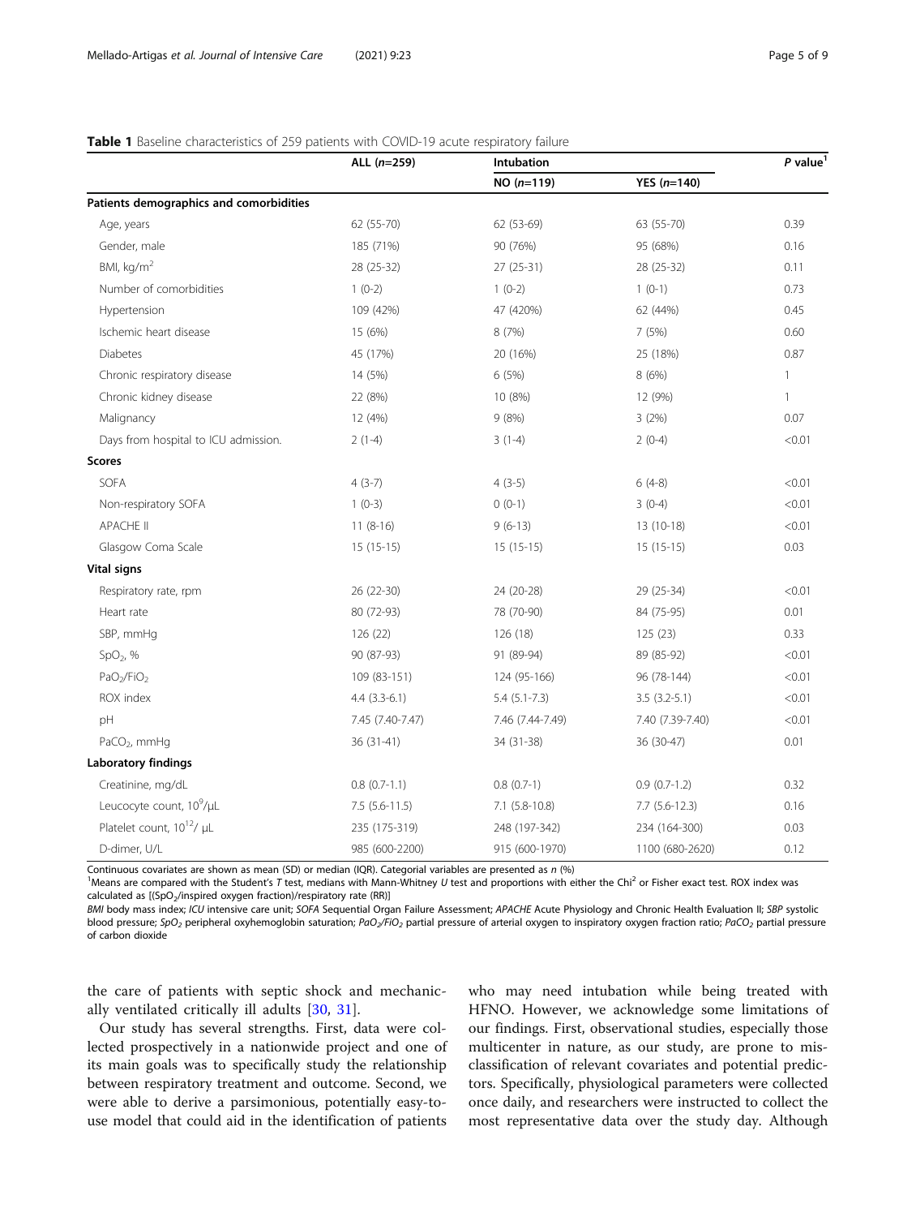**Table 1** Baseline characteristics of 259 patients with COVID-19 acute respiratory failure

| | ALL (*n*=259) | Intubation | | *P* value[1] |
|---|---|---|---|---|
| | | NO (*n*=119) | YES (*n*=140) | |
| **Patients demographics and comorbidities** | | | | |
| Age, years | 62 (55-70) | 62 (53-69) | 63 (55-70) | 0.39 |
| Gender, male | 185 (71%) | 90 (76%) | 95 (68%) | 0.16 |
| BMI, kg/m$^2$ | 28 (25-32) | 27 (25-31) | 28 (25-32) | 0.11 |
| Number of comorbidities | 1 (0-2) | 1 (0-2) | 1 (0-1) | 0.73 |
| Hypertension | 109 (42%) | 47 (420%) | 62 (44%) | 0.45 |
| Ischemic heart disease | 15 (6%) | 8 (7%) | 7 (5%) | 0.60 |
| Diabetes | 45 (17%) | 20 (16%) | 25 (18%) | 0.87 |
| Chronic respiratory disease | 14 (5%) | 6 (5%) | 8 (6%) | 1 |
| Chronic kidney disease | 22 (8%) | 10 (8%) | 12 (9%) | 1 |
| Malignancy | 12 (4%) | 9 (8%) | 3 (2%) | 0.07 |
| Days from hospital to ICU admission. | 2 (1-4) | 3 (1-4) | 2 (0-4) | <0.01 |
| **Scores** | | | | |
| SOFA | 4 (3-7) | 4 (3-5) | 6 (4-8) | <0.01 |
| Non-respiratory SOFA | 1 (0-3) | 0 (0-1) | 3 (0-4) | <0.01 |
| APACHE II | 11 (8-16) | 9 (6-13) | 13 (10-18) | <0.01 |
| Glasgow Coma Scale | 15 (15-15) | 15 (15-15) | 15 (15-15) | 0.03 |
| **Vital signs** | | | | |
| Respiratory rate, rpm | 26 (22-30) | 24 (20-28) | 29 (25-34) | <0.01 |
| Heart rate | 80 (72-93) | 78 (70-90) | 84 (75-95) | 0.01 |
| SBP, mmHg | 126 (22) | 126 (18) | 125 (23) | 0.33 |
| $SpO_2$, % | 90 (87-93) | 91 (89-94) | 89 (85-92) | <0.01 |
| $PaO_2/FiO_2$ | 109 (83-151) | 124 (95-166) | 96 (78-144) | <0.01 |
| ROX index | 4.4 (3.3-6.1) | 5.4 (5.1-7.3) | 3.5 (3.2-5.1) | <0.01 |
| pH | 7.45 (7.40-7.47) | 7.46 (7.44-7.49) | 7.40 (7.39-7.40) | <0.01 |
| $PaCO_2$, mmHg | 36 (31-41) | 34 (31-38) | 36 (30-47) | 0.01 |
| **Laboratory findings** | | | | |
| Creatinine, mg/dL | 0.8 (0.7-1.1) | 0.8 (0.7-1) | 0.9 (0.7-1.2) | 0.32 |
| Leucocyte count, $10^9$/μL | 7.5 (5.6-11.5) | 7.1 (5.8-10.8) | 7.7 (5.6-12.3) | 0.16 |
| Platelet count, $10^{12}$/ μL | 235 (175-319) | 248 (197-342) | 234 (164-300) | 0.03 |
| D-dimer, U/L | 985 (600-2200) | 915 (600-1970) | 1100 (680-2620) | 0.12 |

Continuous covariates are shown as mean (SD) or median (IQR). Categorial variables are presented as *n* (%)

[1]Means are compared with the Student's *T* test, medians with Mann-Whitney *U* test and proportions with either the Chi$^2$ or Fisher exact test. ROX index was calculated as [($SpO_2$/inspired oxygen fraction)/respiratory rate (RR)]

*BMI* body mass index; *ICU* intensive care unit; *SOFA* Sequential Organ Failure Assessment; *APACHE* Acute Physiology and Chronic Health Evaluation II; *SBP* systolic blood pressure; *$SpO_2$* peripheral oxyhemoglobin saturation; *$PaO_2/FiO_2$* partial pressure of arterial oxygen to inspiratory oxygen fraction ratio; *$PaCO_2$* partial pressure of carbon dioxide

the care of patients with septic shock and mechanically ventilated critically ill adults [30, 31].

Our study has several strengths. First, data were collected prospectively in a nationwide project and one of its main goals was to specifically study the relationship between respiratory treatment and outcome. Second, we were able to derive a parsimonious, potentially easy-to-use model that could aid in the identification of patients who may need intubation while being treated with HFNO. However, we acknowledge some limitations of our findings. First, observational studies, especially those multicenter in nature, as our study, are prone to misclassification of relevant covariates and potential predictors. Specifically, physiological parameters were collected once daily, and researchers were instructed to collect the most representative data over the study day. Although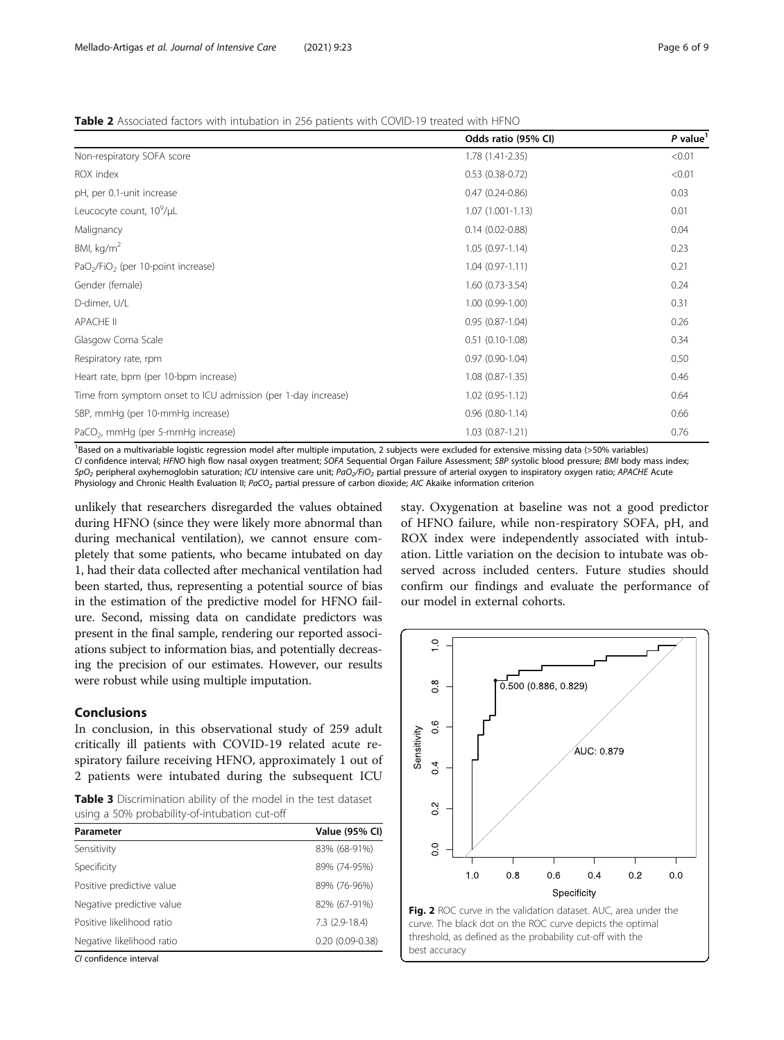**Table 2** Associated factors with intubation in 256 patients with COVID-19 treated with HFNO

| | Odds ratio (95% CI) | *P* value[1] |
|---|---|---|
| Non-respiratory SOFA score | 1.78 (1.41-2.35) | <0.01 |
| ROX index | 0.53 (0.38-0.72) | <0.01 |
| pH, per 0.1-unit increase | 0.47 (0.24-0.86) | 0.03 |
| Leucocyte count, $10^9$/μL | 1.07 (1.001-1.13) | 0.01 |
| Malignancy | 0.14 (0.02-0.88) | 0.04 |
| BMI, kg/m$^2$ | 1.05 (0.97-1.14) | 0.23 |
| $PaO_2/FiO_2$ (per 10-point increase) | 1.04 (0.97-1.11) | 0.21 |
| Gender (female) | 1.60 (0.73-3.54) | 0.24 |
| D-dimer, U/L | 1.00 (0.99-1.00) | 0.31 |
| APACHE II | 0.95 (0.87-1.04) | 0.26 |
| Glasgow Coma Scale | 0.51 (0.10-1.08) | 0.34 |
| Respiratory rate, rpm | 0.97 (0.90-1.04) | 0.50 |
| Heart rate, bpm (per 10-bpm increase) | 1.08 (0.87-1.35) | 0.46 |
| Time from symptom onset to ICU admission (per 1-day increase) | 1.02 (0.95-1.12) | 0.64 |
| SBP, mmHg (per 10-mmHg increase) | 0.96 (0.80-1.14) | 0.66 |
| $PaCO_2$, mmHg (per 5-mmHg increase) | 1.03 (0.87-1.21) | 0.76 |

[1]Based on a multivariable logistic regression model after multiple imputation, 2 subjects were excluded for extensive missing data (>50% variables)
*CI* confidence interval; *HFNO* high flow nasal oxygen treatment; *SOFA* Sequential Organ Failure Assessment; *SBP* systolic blood pressure; *BMI* body mass index; $SpO_2$ peripheral oxyhemoglobin saturation; *ICU* intensive care unit; $PaO_2/FiO_2$ partial pressure of arterial oxygen to inspiratory oxygen ratio; *APACHE* Acute Physiology and Chronic Health Evaluation II; $PaCO_2$ partial pressure of carbon dioxide; *AIC* Akaike information criterion

unlikely that researchers disregarded the values obtained during HFNO (since they were likely more abnormal than during mechanical ventilation), we cannot ensure completely that some patients, who became intubated on day 1, had their data collected after mechanical ventilation had been started, thus, representing a potential source of bias in the estimation of the predictive model for HFNO failure. Second, missing data on candidate predictors was present in the final sample, rendering our reported associations subject to information bias, and potentially decreasing the precision of our estimates. However, our results were robust while using multiple imputation.

## Conclusions

In conclusion, in this observational study of 259 adult critically ill patients with COVID-19 related acute respiratory failure receiving HFNO, approximately 1 out of 2 patients were intubated during the subsequent ICU stay. Oxygenation at baseline was not a good predictor of HFNO failure, while non-respiratory SOFA, pH, and ROX index were independently associated with intubation. Little variation on the decision to intubate was observed across included centers. Future studies should confirm our findings and evaluate the performance of our model in external cohorts.

**Table 3** Discrimination ability of the model in the test dataset using a 50% probability-of-intubation cut-off

| Parameter | Value (95% CI) |
|---|---|
| Sensitivity | 83% (68-91%) |
| Specificity | 89% (74-95%) |
| Positive predictive value | 89% (76-96%) |
| Negative predictive value | 82% (67-91%) |
| Positive likelihood ratio | 7.3 (2.9-18.4) |
| Negative likelihood ratio | 0.20 (0.09-0.38) |

*CI* confidence interval

**Fig. 2** ROC curve in the validation dataset. AUC, area under the curve. The black dot on the ROC curve depicts the optimal threshold, as defined as the probability cut-off with the best accuracy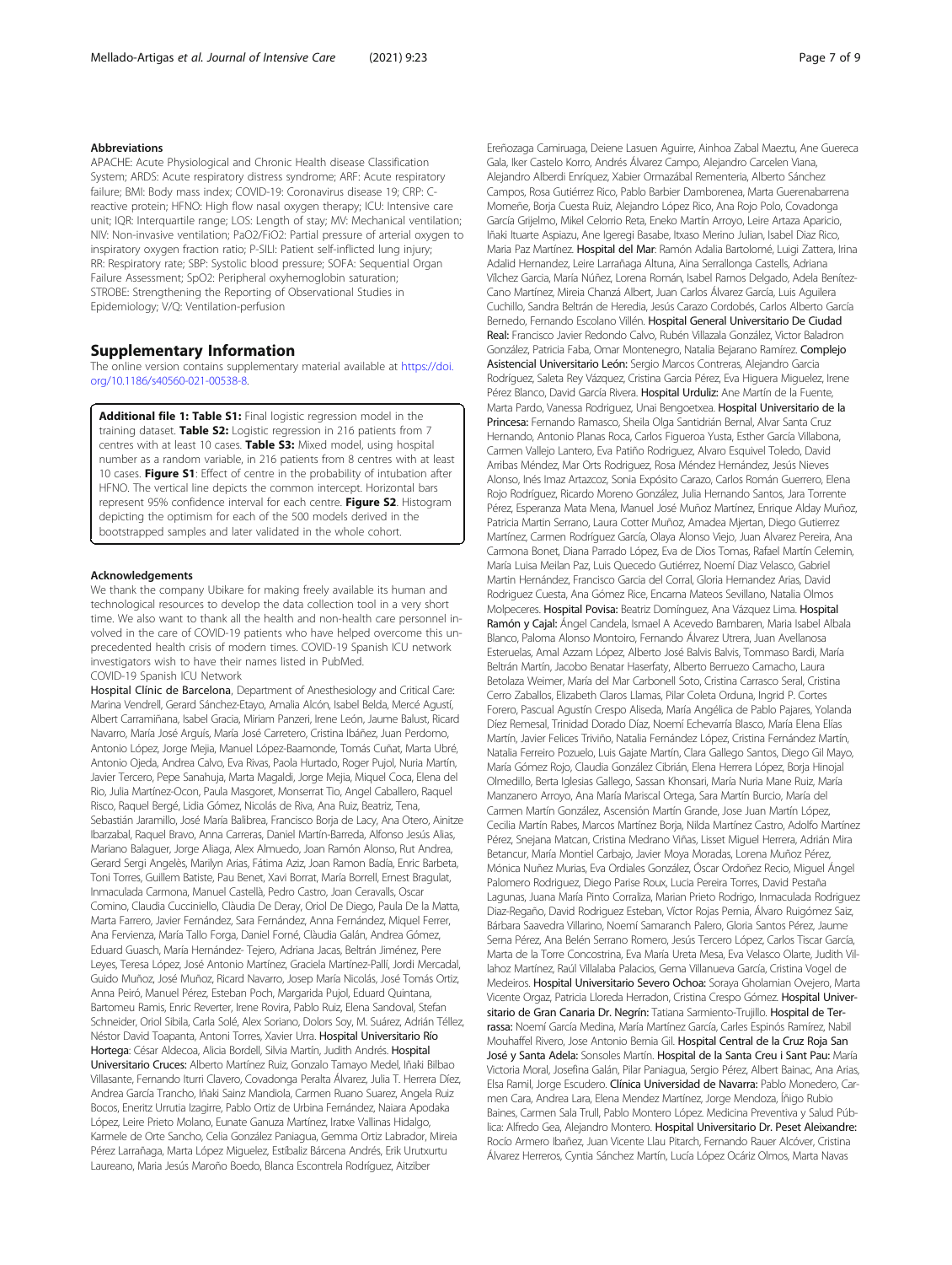### Abbreviations

APACHE: Acute Physiological and Chronic Health disease Classification System; ARDS: Acute respiratory distress syndrome; ARF: Acute respiratory failure; BMI: Body mass index; COVID-19: Coronavirus disease 19; CRP: C-reactive protein; HFNO: High flow nasal oxygen therapy; ICU: Intensive care unit; IQR: Interquartile range; LOS: Length of stay; MV: Mechanical ventilation; NIV: Non-invasive ventilation; PaO2/FiO2: Partial pressure of arterial oxygen to inspiratory oxygen fraction ratio; P-SILI: Patient self-inflicted lung injury; RR: Respiratory rate; SBP: Systolic blood pressure; SOFA: Sequential Organ Failure Assessment; SpO2: Peripheral oxyhemoglobin saturation; STROBE: Strengthening the Reporting of Observational Studies in Epidemiology; V/Q: Ventilation-perfusion

## Supplementary Information

The online version contains supplementary material available at https://doi.org/10.1186/s40560-021-00538-8.

**Additional file 1: Table S1:** Final logistic regression model in the training dataset. **Table S2:** Logistic regression in 216 patients from 7 centres with at least 10 cases. **Table S3:** Mixed model, using hospital number as a random variable, in 216 patients from 8 centres with at least 10 cases. **Figure S1**: Effect of centre in the probability of intubation after HFNO. The vertical line depicts the common intercept. Horizontal bars represent 95% confidence interval for each centre. **Figure S2**. Histogram depicting the optimism for each of the 500 models derived in the bootstrapped samples and later validated in the whole cohort.

### Acknowledgements

We thank the company Ubikare for making freely available its human and technological resources to develop the data collection tool in a very short time. We also want to thank all the health and non-health care personnel involved in the care of COVID-19 patients who have helped overcome this unprecedented health crisis of modern times. COVID-19 Spanish ICU network investigators wish to have their names listed in PubMed.

COVID-19 Spanish ICU Network

**Hospital Clínic de Barcelona**, Department of Anesthesiology and Critical Care: Marina Vendrell, Gerard Sánchez-Etayo, Amalia Alcón, Isabel Belda, Mercé Agustí, Albert Carramiñana, Isabel Gracia, Miriam Panzeri, Irene León, Jaume Balust, Ricard Navarro, María José Arguís, María José Carretero, Cristina Ibáñez, Juan Perdomo, Antonio López, Jorge Mejia, Manuel López-Baamonde, Tomás Cuñat, Marta Ubré, Antonio Ojeda, Andrea Calvo, Eva Rivas, Paola Hurtado, Roger Pujol, Nuria Martín, Javier Tercero, Pepe Sanahuja, Marta Magaldi, Jorge Mejia, Miquel Coca, Elena del Rio, Julia Martínez-Ocon, Paula Masgoret, Monserrat Tio, Angel Caballero, Raquel Risco, Raquel Bergé, Lidia Gómez, Nicolás de Riva, Ana Ruiz, Beatriz, Tena, Sebastián Jaramillo, José María Balibrea, Francisco Borja de Lacy, Ana Otero, Ainitze Ibarzabal, Raquel Bravo, Anna Carreras, Daniel Martín-Barreda, Alfonso Jesús Alias, Mariano Balaguer, Jorge Aliaga, Alex Almuedo, Joan Ramón Alonso, Rut Andrea, Gerard Sergi Angelès, Marilyn Arias, Fátima Aziz, Joan Ramon Badía, Enric Barbeta, Toni Torres, Guillem Batiste, Pau Benet, Xavi Borrat, María Borrell, Ernest Bragulat, Inmaculada Carmona, Manuel Castellà, Pedro Castro, Joan Ceravalls, Oscar Comino, Claudia Cucciniello, Clàudia De Deray, Oriol De Diego, Paula De la Matta, Marta Farrero, Javier Fernández, Sara Fernández, Anna Fernández, Miquel Ferrer, Ana Fervienza, María Tallo Forga, Daniel Forné, Clàudia Galán, Andrea Gómez, Eduard Guasch, María Hernández- Tejero, Adriana Jacas, Beltrán Jiménez, Pere Leyes, Teresa López, José Antonio Martínez, Graciela Martínez-Pallí, Jordi Mercadal, Guido Muñoz, José Muñoz, Ricard Navarro, Josep María Nicolás, José Tomás Ortiz, Anna Peiró, Manuel Pérez, Esteban Poch, Margarida Pujol, Eduard Quintana, Bartomeu Ramis, Enric Reverter, Irene Rovira, Pablo Ruiz, Elena Sandoval, Stefan Schneider, Oriol Sibila, Carla Solé, Alex Soriano, Dolors Soy, M. Suárez, Adrián Téllez, Néstor David Toapanta, Antoni Torres, Xavier Urra. **Hospital Universitario Río Hortega**: César Aldecoa, Alicia Bordell, Silvia Martín, Judith Andrés. **Hospital Universitario Cruces:** Alberto Martínez Ruiz, Gonzalo Tamayo Medel, Iñaki Bilbao Villasante, Fernando Iturri Clavero, Covadonga Peralta Álvarez, Julia T. Herrera Díez, Andrea García Trancho, Iñaki Sainz Mandiola, Carmen Ruano Suarez, Angela Ruiz Bocos, Eneritz Urrutia Izagirre, Pablo Ortiz de Urbina Fernández, Naiara Apodaka López, Leire Prieto Molano, Eunate Ganuza Martínez, Iratxe Vallinas Hidalgo, Karmele de Orte Sancho, Celia González Paniagua, Gemma Ortiz Labrador, Mireia Pérez Larrañaga, Marta López Miguelez, Estíbaliz Bárcena Andrés, Erik Urutxurtu Laureano, Maria Jesús Maroño Boedo, Blanca Escontrela Rodríguez, Aitziber Ereñozaga Camiruaga, Deiene Lasuen Aguirre, Ainhoa Zabal Maeztu, Ane Guereca Gala, Iker Castelo Korro, Andrés Álvarez Campo, Alejandro Carcelen Viana, Alejandro Alberdi Enríquez, Xabier Ormazábal Rementeria, Alberto Sánchez Campos, Rosa Gutiérrez Rico, Pablo Barbier Damborenea, Marta Guerenabarrena Momeñe, Borja Cuesta Ruiz, Alejandro López Rico, Ana Rojo Polo, Covadonga García Grijelmo, Mikel Celorrio Reta, Eneko Martín Arroyo, Leire Artaza Aparicio, Iñaki Ituarte Aspiazu, Ane Igeregi Basabe, Itxaso Merino Julian, Isabel Diaz Rico, Maria Paz Martínez. **Hospital del Mar**: Ramón Adalia Bartolomé, Luigi Zattera, Irina Adalid Hernandez, Leire Larrañaga Altuna, Aina Serrallonga Castells, Adriana Vílchez Garcia, María Núñez, Lorena Román, Isabel Ramos Delgado, Adela Benítez-Cano Martínez, Mireia Chanzá Albert, Juan Carlos Álvarez García, Luis Aguilera Cuchillo, Sandra Beltrán de Heredia, Jesús Carazo Cordobés, Carlos Alberto García Bernedo, Fernando Escolano Villén. **Hospital General Universitario De Ciudad Real:** Francisco Javier Redondo Calvo, Rubén Villazala González, Victor Baladron González, Patricia Faba, Omar Montenegro, Natalia Bejarano Ramírez. **Complejo Asistencial Universitario León:** Sergio Marcos Contreras, Alejandro Garcia Rodríguez, Saleta Rey Vázquez, Cristina Garcia Pérez, Eva Higuera Miguelez, Irene Pérez Blanco, David García Rivera. **Hospital Urduliz:** Ane Martín de la Fuente, Marta Pardo, Vanessa Rodriguez, Unai Bengoetxea. **Hospital Universitario de la Princesa:** Fernando Ramasco, Sheila Olga Santidrián Bernal, Alvar Santa Cruz Hernando, Antonio Planas Roca, Carlos Figueroa Yusta, Esther García Villabona, Carmen Vallejo Lantero, Eva Patiño Rodriguez, Alvaro Esquivel Toledo, David Arribas Méndez, Mar Orts Rodriguez, Rosa Méndez Hernández, Jesús Nieves Alonso, Inés Imaz Artazcoz, Sonia Expósito Carazo, Carlos Román Guerrero, Elena Rojo Rodríguez, Ricardo Moreno González, Julia Hernando Santos, Jara Torrente Pérez, Esperanza Mata Mena, Manuel José Muñoz Martínez, Enrique Alday Muñoz, Patricia Martin Serrano, Laura Cotter Muñoz, Amadea Mjertan, Diego Gutierrez Martínez, Carmen Rodríguez García, Olaya Alonso Viejo, Juan Alvarez Pereira, Ana Carmona Bonet, Diana Parrado López, Eva de Dios Tomas, Rafael Martín Celemin, María Luisa Meilan Paz, Luis Quecedo Gutiérrez, Noemí Diaz Velasco, Gabriel Martin Hernández, Francisco Garcia del Corral, Gloria Hernandez Arias, David Rodriguez Cuesta, Ana Gómez Rice, Encarna Mateos Sevillano, Natalia Olmos Molpeceres. **Hospital Povisa:** Beatriz Domínguez, Ana Vázquez Lima. **Hospital Ramón y Cajal:** Ángel Candela, Ismael A Acevedo Bambaren, Maria Isabel Albala Blanco, Paloma Alonso Montoiro, Fernando Álvarez Utrera, Juan Avellanosa Esteruelas, Amal Azzam López, Alberto José Balvis Balvis, Tommaso Bardi, María Beltrán Martín, Jacobo Benatar Haserfaty, Alberto Berruezo Camacho, Laura Betolaza Weimer, María del Mar Carbonell Soto, Cristina Carrasco Seral, Cristina Cerro Zaballos, Elizabeth Claros Llamas, Pilar Coleta Orduna, Ingrid P. Cortes Forero, Pascual Agustín Crespo Aliseda, María Angélica de Pablo Pajares, Yolanda Díez Remesal, Trinidad Dorado Díaz, Noemí Echevarría Blasco, María Elena Elías Martín, Javier Felices Triviño, Natalia Fernández López, Cristina Fernández Martín, Natalia Ferreiro Pozuelo, Luis Gajate Martín, Clara Gallego Santos, Diego Gil Mayo, María Gómez Rojo, Claudia González Cibrián, Elena Herrera López, Borja Hinojal Olmedillo, Berta Iglesias Gallego, Sassan Khonsari, María Nuria Mane Ruiz, María Manzanero Arroyo, Ana María Mariscal Ortega, Sara Martín Burcio, María del Carmen Martín González, Ascensión Martín Grande, Jose Juan Martín López, Cecilia Martín Rabes, Marcos Martínez Borja, Nilda Martínez Castro, Adolfo Martínez Pérez, Snejana Matcan, Cristina Medrano Viñas, Lisset Miguel Herrera, Adrián Mira Betancur, María Montiel Carbajo, Javier Moya Moradas, Lorena Muñoz Pérez, Mónica Nuñez Murias, Eva Ordiales González, Óscar Ordoñez Recio, Miguel Ángel Palomero Rodriguez, Diego Parise Roux, Lucia Pereira Torres, David Pestaña Lagunas, Juana María Pinto Corraliza, Marian Prieto Rodrigo, Inmaculada Rodriguez Diaz-Regaño, David Rodriguez Esteban, Víctor Rojas Pernia, Álvaro Ruigómez Saiz, Bárbara Saavedra Villarino, Noemí Samaranch Palero, Gloria Santos Pérez, Jaume Serna Pérez, Ana Belén Serrano Romero, Jesús Tercero López, Carlos Tiscar García, Marta de la Torre Concostrina, Eva María Ureta Mesa, Eva Velasco Olarte, Judith Villahoz Martínez, Raúl Villalaba Palacios, Gema Villanueva García, Cristina Vogel de Medeiros. **Hospital Universitario Severo Ochoa:** Soraya Gholamian Ovejero, Marta Vicente Orgaz, Patricia Lloreda Herradon, Cristina Crespo Gómez. **Hospital Universitario de Gran Canaria Dr. Negrín:** Tatiana Sarmiento-Trujillo. **Hospital de Terrassa:** Noemí García Medina, María Martínez García, Carles Espinós Ramírez, Nabil Mouhaffel Rivero, Jose Antonio Bernia Gil. **Hospital Central de la Cruz Roja San José y Santa Adela:** Sonsoles Martín. **Hospital de la Santa Creu i Sant Pau:** María Victoria Moral, Josefina Galán, Pilar Paniagua, Sergio Pérez, Albert Bainac, Ana Arias, Elsa Ramil, Jorge Escudero. **Clínica Universidad de Navarra:** Pablo Monedero, Carmen Cara, Andrea Lara, Elena Mendez Martínez, Jorge Mendoza, Íñigo Rubio Baines, Carmen Sala Trull, Pablo Montero López. Medicina Preventiva y Salud Pública: Alfredo Gea, Alejandro Montero. **Hospital Universitario Dr. Peset Aleixandre:** Rocío Armero Ibañez, Juan Vicente Llau Pitarch, Fernando Rauer Alcóver, Cristina Álvarez Herreros, Cyntia Sánchez Martín, Lucía López Ocáriz Olmos, Marta Navas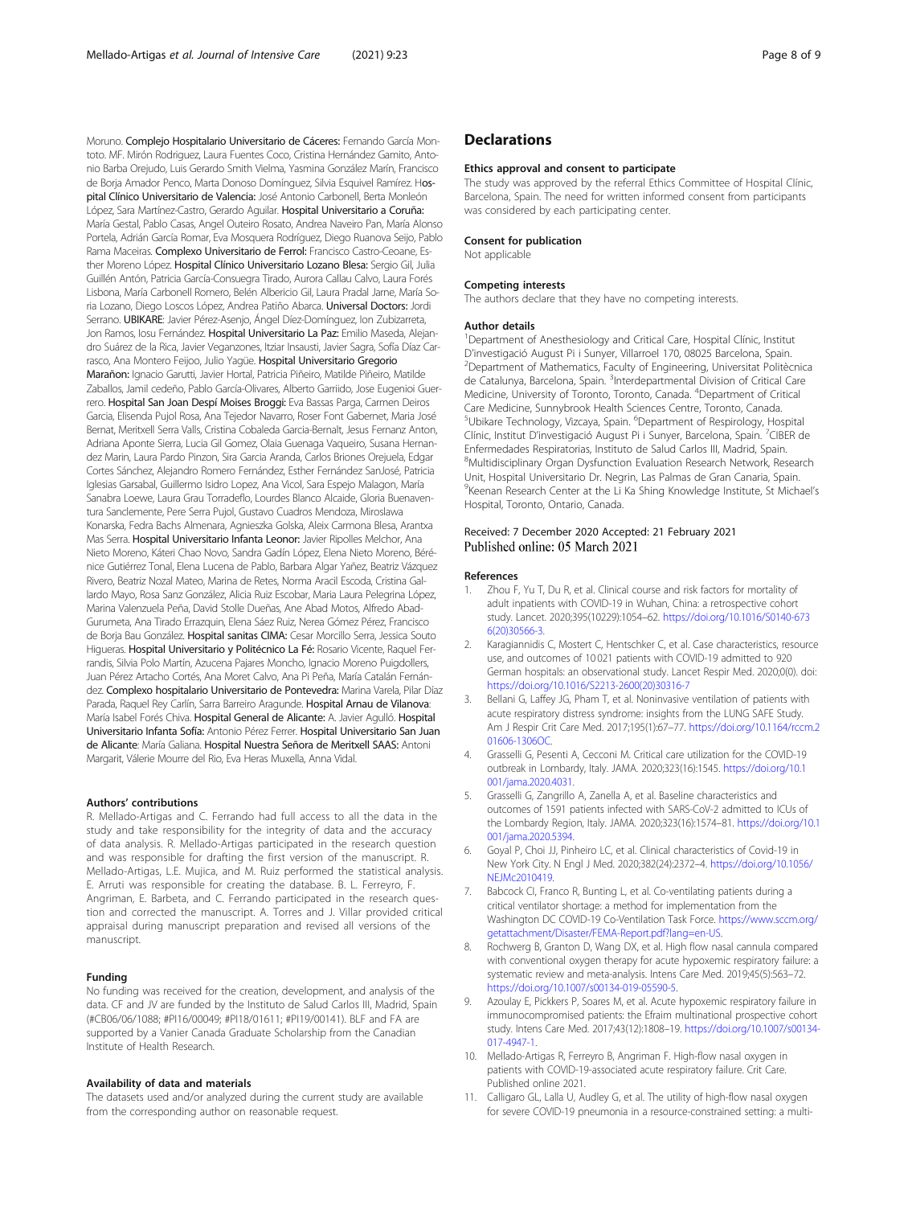Moruno. **Complejo Hospitalario Universitario de Cáceres:** Fernando García Montoto. MF. Mirón Rodriguez, Laura Fuentes Coco, Cristina Hernández Gamito, Antonio Barba Orejudo, Luis Gerardo Smith Vielma, Yasmina González Marín, Francisco de Borja Amador Penco, Marta Donoso Domínguez, Silvia Esquivel Ramírez. **Hospital Clínico Universitario de Valencia:** José Antonio Carbonell, Berta Monleón López, Sara Martínez-Castro, Gerardo Aguilar. **Hospital Universitario a Coruña:** María Gestal, Pablo Casas, Angel Outeiro Rosato, Andrea Naveiro Pan, María Alonso Portela, Adrián García Romar, Eva Mosquera Rodríguez, Diego Ruanova Seijo, Pablo Rama Maceiras. **Complexo Universitario de Ferrol:** Francisco Castro-Ceoane, Esther Moreno López. **Hospital Clínico Universitario Lozano Blesa:** Sergio Gil, Julia Guillén Antón, Patricia García-Consuegra Tirado, Aurora Callau Calvo, Laura Forés Lisbona, María Carbonell Romero, Belén Albericio Gil, Laura Pradal Jarne, María Soria Lozano, Diego Loscos López, Andrea Patiño Abarca. **Universal Doctors:** Jordi Serrano. **UBIKARE:** Javier Pérez-Asenjo, Ángel Díez-Domínguez, Ion Zubizarreta, Jon Ramos, Iosu Fernández. **Hospital Universitario La Paz:** Emilio Maseda, Alejandro Suárez de la Rica, Javier Veganzones, Itziar Insausti, Javier Sagra, Sofía Díaz Carrasco, Ana Montero Feijoo, Julio Yagüe. **Hospital Universitario Gregorio Marañon:** Ignacio Garutti, Javier Hortal, Patricia Piñeiro, Matilde Piñeiro, Matilde Zaballos, Jamil cedeño, Pablo García-Olivares, Alberto Garriido, Jose Eugenioi Guerrero. **Hospital San Joan Despí Moises Broggi:** Eva Bassas Parga, Carmen Deiros Garcia, Elisenda Pujol Rosa, Ana Tejedor Navarro, Roser Font Gabernet, Maria José Bernat, Meritxell Serra Valls, Cristina Cobaleda Garcia-Bernalt, Jesus Fernanz Anton, Adriana Aponte Sierra, Lucia Gil Gomez, Olaia Guenaga Vaqueiro, Susana Hernandez Marin, Laura Pardo Pinzon, Sira Garcia Aranda, Carlos Briones Orejuela, Edgar Cortes Sánchez, Alejandro Romero Fernández, Esther Fernández SanJosé, Patricia Iglesias Garsabal, Guillermo Isidro Lopez, Ana Vicol, Sara Espejo Malagon, María Sanabra Loewe, Laura Grau Torradeflo, Lourdes Blanco Alcaide, Gloria Buenaventura Sanclemente, Pere Serra Pujol, Gustavo Cuadros Mendoza, Miroslawa Konarska, Fedra Bachs Almenara, Agnieszka Golska, Aleix Carmona Blesa, Arantxa Mas Serra. **Hospital Universitario Infanta Leonor:** Javier Ripolles Melchor, Ana Nieto Moreno, Káteri Chao Novo, Sandra Gadín López, Elena Nieto Moreno, Bérénice Gutiérrez Tonal, Elena Lucena de Pablo, Barbara Algar Yañez, Beatriz Vázquez Rivero, Beatriz Nozal Mateo, Marina de Retes, Norma Aracil Escoda, Cristina Gallardo Mayo, Rosa Sanz González, Alicia Ruiz Escobar, Maria Laura Pelegrina López, Marina Valenzuela Peña, David Stolle Dueñas, Ane Abad Motos, Alfredo Abad-Gurumeta, Ana Tirado Errazquin, Elena Sáez Ruiz, Nerea Gómez Pérez, Francisco de Borja Bau González. **Hospital sanitas CIMA:** Cesar Morcillo Serra, Jessica Souto Higueras. **Hospital Universitario y Politécnico La Fé:** Rosario Vicente, Raquel Ferrandis, Silvia Polo Martín, Azucena Pajares Moncho, Ignacio Moreno Puigdollers, Juan Pérez Artacho Cortés, Ana Moret Calvo, Ana Pi Peña, María Catalán Fernández. **Complexo hospitalario Universitario de Pontevedra:** Marina Varela, Pilar Díaz Parada, Raquel Rey Carlín, Sarra Barreiro Aragunde. **Hospital Arnau de Vilanova:** María Isabel Forés Chiva. **Hospital General de Alicante:** A. Javier Agulló. **Hospital Universitario Infanta Sofía:** Antonio Pérez Ferrer. **Hospital Universitario San Juan de Alicante:** María Galiana. **Hospital Nuestra Señora de Meritxell SAAS:** Antoni Margarit, Válerie Mourre del Rio, Eva Heras Muxella, Anna Vidal.

### Authors' contributions

R. Mellado-Artigas and C. Ferrando had full access to all the data in the study and take responsibility for the integrity of data and the accuracy of data analysis. R. Mellado-Artigas participated in the research question and was responsible for drafting the first version of the manuscript. R. Mellado-Artigas, L.E. Mujica, and M. Ruiz performed the statistical analysis. E. Arruti was responsible for creating the database. B. L. Ferreyro, F. Angriman, E. Barbeta, and C. Ferrando participated in the research question and corrected the manuscript. A. Torres and J. Villar provided critical appraisal during manuscript preparation and revised all versions of the manuscript.

### Funding

No funding was received for the creation, development, and analysis of the data. CF and JV are funded by the Instituto de Salud Carlos III, Madrid, Spain (#CB06/06/1088; #PI16/00049; #PI18/01611; #PI19/00141). BLF and FA are supported by a Vanier Canada Graduate Scholarship from the Canadian Institute of Health Research.

### Availability of data and materials

The datasets used and/or analyzed during the current study are available from the corresponding author on reasonable request.

## Declarations

### Ethics approval and consent to participate

The study was approved by the referral Ethics Committee of Hospital Clínic, Barcelona, Spain. The need for written informed consent from participants was considered by each participating center.

### Consent for publication

Not applicable

### Competing interests

The authors declare that they have no competing interests.

### Author details

[1]Department of Anesthesiology and Critical Care, Hospital Clínic, Institut D'investigació August Pi i Sunyer, Villarroel 170, 08025 Barcelona, Spain. [2]Department of Mathematics, Faculty of Engineering, Universitat Politècnica de Catalunya, Barcelona, Spain. [3]Interdepartmental Division of Critical Care Medicine, University of Toronto, Toronto, Canada. [4]Department of Critical Care Medicine, Sunnybrook Health Sciences Centre, Toronto, Canada. [5]Ubikare Technology, Vizcaya, Spain. [6]Department of Respirology, Hospital Clínic, Institut D'investigació August Pi i Sunyer, Barcelona, Spain. [7]CIBER de Enfermedades Respiratorias, Instituto de Salud Carlos III, Madrid, Spain. [8]Multidisciplinary Organ Dysfunction Evaluation Research Network, Research Unit, Hospital Universitario Dr. Negrín, Las Palmas de Gran Canaria, Spain. [9]Keenan Research Center at the Li Ka Shing Knowledge Institute, St Michael's Hospital, Toronto, Ontario, Canada.

Received: 7 December 2020 Accepted: 21 February 2021
Published online: 05 March 2021

### References

1. Zhou F, Yu T, Du R, et al. Clinical course and risk factors for mortality of adult inpatients with COVID-19 in Wuhan, China: a retrospective cohort study. Lancet. 2020;395(10229):1054–62. https://doi.org/10.1016/S0140-6736(20)30566-3.
2. Karagiannidis C, Mostert C, Hentschker C, et al. Case characteristics, resource use, and outcomes of 10 021 patients with COVID-19 admitted to 920 German hospitals: an observational study. Lancet Respir Med. 2020;0(0). doi: https://doi.org/10.1016/S2213-2600(20)30316-7
3. Bellani G, Laffey JG, Pham T, et al. Noninvasive ventilation of patients with acute respiratory distress syndrome: insights from the LUNG SAFE Study. Am J Respir Crit Care Med. 2017;195(1):67–77. https://doi.org/10.1164/rccm.201606-1306OC.
4. Grasselli G, Pesenti A, Cecconi M. Critical care utilization for the COVID-19 outbreak in Lombardy, Italy. JAMA. 2020;323(16):1545. https://doi.org/10.1001/jama.2020.4031.
5. Grasselli G, Zangrillo A, Zanella A, et al. Baseline characteristics and outcomes of 1591 patients infected with SARS-CoV-2 admitted to ICUs of the Lombardy Region, Italy. JAMA. 2020;323(16):1574–81. https://doi.org/10.1001/jama.2020.5394.
6. Goyal P, Choi JJ, Pinheiro LC, et al. Clinical characteristics of Covid-19 in New York City. N Engl J Med. 2020;382(24):2372–4. https://doi.org/10.1056/NEJMc2010419.
7. Babcock CI, Franco R, Bunting L, et al. Co-ventilating patients during a critical ventilator shortage: a method for implementation from the Washington DC COVID-19 Co-Ventilation Task Force. https://www.sccm.org/getattachment/Disaster/FEMA-Report.pdf?lang=en-US.
8. Rochwerg B, Granton D, Wang DX, et al. High flow nasal cannula compared with conventional oxygen therapy for acute hypoxemic respiratory failure: a systematic review and meta-analysis. Intens Care Med. 2019;45(5):563–72. https://doi.org/10.1007/s00134-019-05590-5.
9. Azoulay E, Pickkers P, Soares M, et al. Acute hypoxemic respiratory failure in immunocompromised patients: the Efraim multinational prospective cohort study. Intens Care Med. 2017;43(12):1808–19. https://doi.org/10.1007/s00134-017-4947-1.
10. Mellado-Artigas R, Ferreyro B, Angriman F. High-flow nasal oxygen in patients with COVID-19-associated acute respiratory failure. Crit Care. Published online 2021.
11. Calligaro GL, Lalla U, Audley G, et al. The utility of high-flow nasal oxygen for severe COVID-19 pneumonia in a resource-constrained setting: a multi-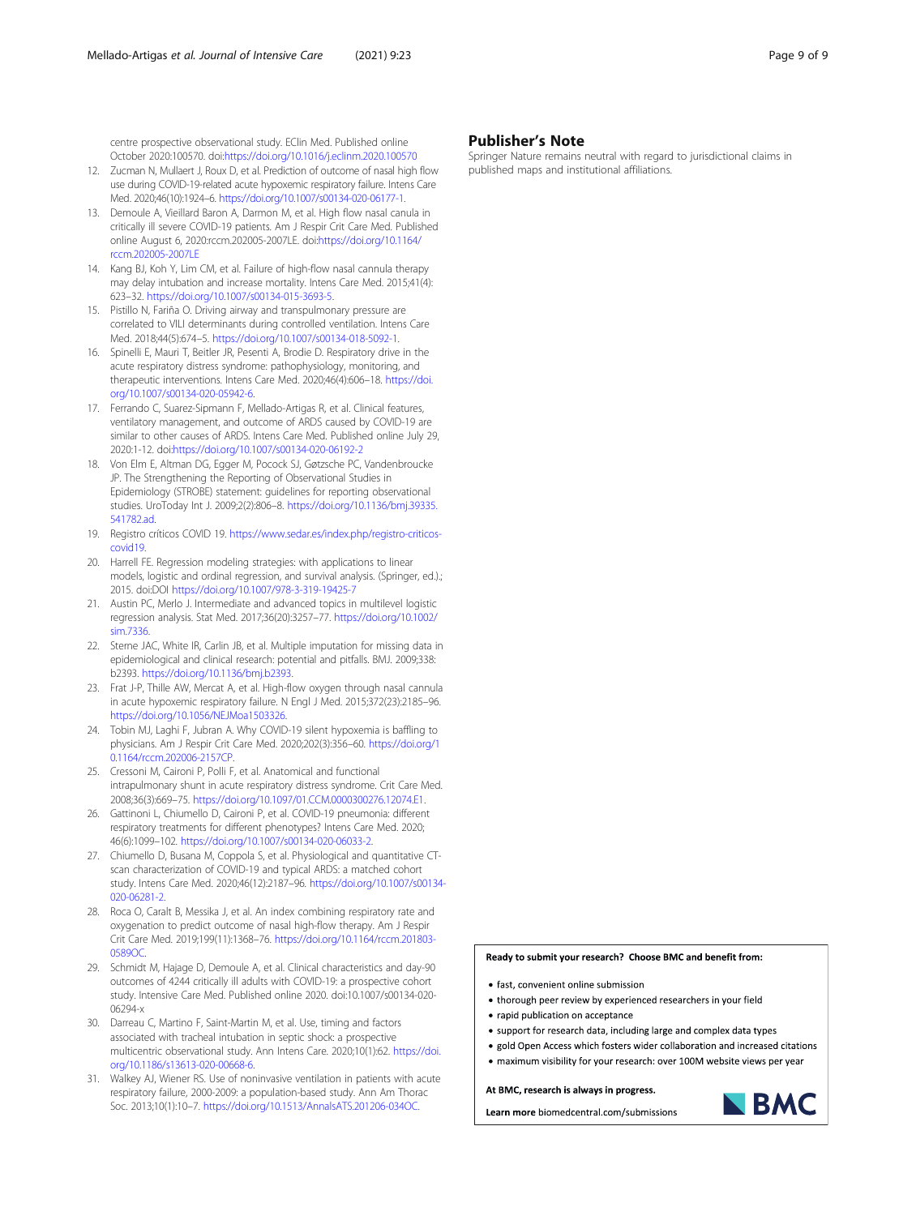centre prospective observational study. EClin Med. Published online October 2020:100570. doi:https://doi.org/10.1016/j.eclinm.2020.100570

12. Zucman N, Mullaert J, Roux D, et al. Prediction of outcome of nasal high flow use during COVID-19-related acute hypoxemic respiratory failure. Intens Care Med. 2020;46(10):1924–6. https://doi.org/10.1007/s00134-020-06177-1.
13. Demoule A, Vieillard Baron A, Darmon M, et al. High flow nasal canula in critically ill severe COVID-19 patients. Am J Respir Crit Care Med. Published online August 6, 2020:rccm.202005-2007LE. doi:https://doi.org/10.1164/rccm.202005-2007LE
14. Kang BJ, Koh Y, Lim CM, et al. Failure of high-flow nasal cannula therapy may delay intubation and increase mortality. Intens Care Med. 2015;41(4):623–32. https://doi.org/10.1007/s00134-015-3693-5.
15. Pistillo N, Fariña O. Driving airway and transpulmonary pressure are correlated to VILI determinants during controlled ventilation. Intens Care Med. 2018;44(5):674–5. https://doi.org/10.1007/s00134-018-5092-1.
16. Spinelli E, Mauri T, Beitler JR, Pesenti A, Brodie D. Respiratory drive in the acute respiratory distress syndrome: pathophysiology, monitoring, and therapeutic interventions. Intens Care Med. 2020;46(4):606–18. https://doi.org/10.1007/s00134-020-05942-6.
17. Ferrando C, Suarez-Sipmann F, Mellado-Artigas R, et al. Clinical features, ventilatory management, and outcome of ARDS caused by COVID-19 are similar to other causes of ARDS. Intens Care Med. Published online July 29, 2020:1-12. doi:https://doi.org/10.1007/s00134-020-06192-2
18. Von Elm E, Altman DG, Egger M, Pocock SJ, Gøtzsche PC, Vandenbroucke JP. The Strengthening the Reporting of Observational Studies in Epidemiology (STROBE) statement: guidelines for reporting observational studies. UroToday Int J. 2009;2(2):806–8. https://doi.org/10.1136/bmj.39335.541782.ad.
19. Registro críticos COVID 19. https://www.sedar.es/index.php/registro-criticos-covid19.
20. Harrell FE. Regression modeling strategies: with applications to linear models, logistic and ordinal regression, and survival analysis. (Springer, ed.); 2015. doi:DOI https://doi.org/10.1007/978-3-319-19425-7
21. Austin PC, Merlo J. Intermediate and advanced topics in multilevel logistic regression analysis. Stat Med. 2017;36(20):3257–77. https://doi.org/10.1002/sim.7336.
22. Sterne JAC, White IR, Carlin JB, et al. Multiple imputation for missing data in epidemiological and clinical research: potential and pitfalls. BMJ. 2009;338:b2393. https://doi.org/10.1136/bmj.b2393.
23. Frat J-P, Thille AW, Mercat A, et al. High-flow oxygen through nasal cannula in acute hypoxemic respiratory failure. N Engl J Med. 2015;372(23):2185–96. https://doi.org/10.1056/NEJMoa1503326.
24. Tobin MJ, Laghi F, Jubran A. Why COVID-19 silent hypoxemia is baffling to physicians. Am J Respir Crit Care Med. 2020;202(3):356–60. https://doi.org/10.1164/rccm.202006-2157CP.
25. Cressoni M, Caironi P, Polli F, et al. Anatomical and functional intrapulmonary shunt in acute respiratory distress syndrome. Crit Care Med. 2008;36(3):669–75. https://doi.org/10.1097/01.CCM.0000300276.12074.E1.
26. Gattinoni L, Chiumello D, Caironi P, et al. COVID-19 pneumonia: different respiratory treatments for different phenotypes? Intens Care Med. 2020;46(6):1099–102. https://doi.org/10.1007/s00134-020-06033-2.
27. Chiumello D, Busana M, Coppola S, et al. Physiological and quantitative CT-scan characterization of COVID-19 and typical ARDS: a matched cohort study. Intens Care Med. 2020;46(12):2187–96. https://doi.org/10.1007/s00134-020-06281-2.
28. Roca O, Caralt B, Messika J, et al. An index combining respiratory rate and oxygenation to predict outcome of nasal high-flow therapy. Am J Respir Crit Care Med. 2019;199(11):1368–76. https://doi.org/10.1164/rccm.201803-0589OC.
29. Schmidt M, Hajage D, Demoule A, et al. Clinical characteristics and day-90 outcomes of 4244 critically ill adults with COVID-19: a prospective cohort study. Intensive Care Med. Published online 2020. doi:10.1007/s00134-020-06294-x
30. Darreau C, Martino F, Saint-Martin M, et al. Use, timing and factors associated with tracheal intubation in septic shock: a prospective multicentric observational study. Ann Intens Care. 2020;10(1):62. https://doi.org/10.1186/s13613-020-00668-6.
31. Walkey AJ, Wiener RS. Use of noninvasive ventilation in patients with acute respiratory failure, 2000-2009: a population-based study. Ann Am Thorac Soc. 2013;10(1):10–7. https://doi.org/10.1513/AnnalsATS.201206-034OC.

## Publisher's Note

Springer Nature remains neutral with regard to jurisdictional claims in published maps and institutional affiliations.

**Ready to submit your research? Choose BMC and benefit from:**

- fast, convenient online submission
- thorough peer review by experienced researchers in your field
- rapid publication on acceptance
- support for research data, including large and complex data types
- gold Open Access which fosters wider collaboration and increased citations
- maximum visibility for your research: over 100M website views per year

**At BMC, research is always in progress.**

**Learn more** biomedcentral.com/submissions

BMC